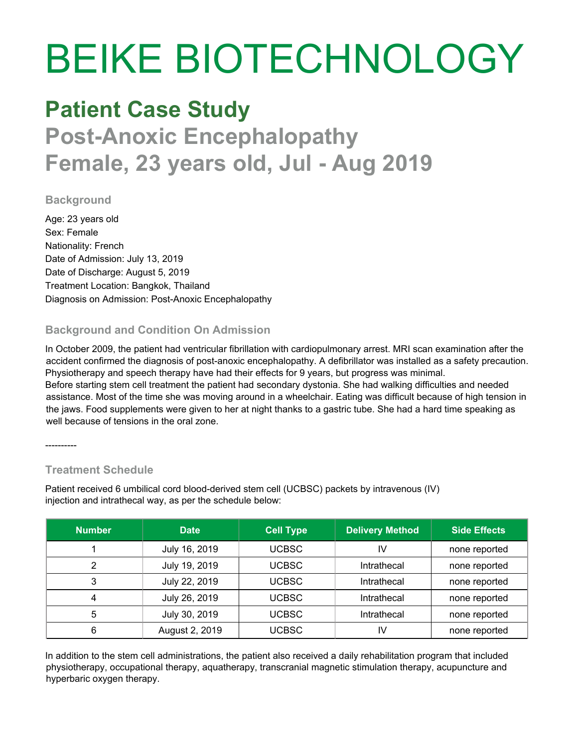# BEIKE BIOTECHNOLOGY

## Patient Case Study

## Post-Anoxic Encephalopathy

## Female, 23 years old, Jul - Aug 2019

### Background

Age: 23 years old
Sex: Female
Nationality: French
Date of Admission: July 13, 2019
Date of Discharge: August 5, 2019
Treatment Location: Bangkok, Thailand
Diagnosis on Admission: Post-Anoxic Encephalopathy

### Background and Condition On Admission

In October 2009, the patient had ventricular fibrillation with cardiopulmonary arrest. MRI scan examination after the accident confirmed the diagnosis of post-anoxic encephalopathy. A defibrillator was installed as a safety precaution. Physiotherapy and speech therapy have had their effects for 9 years, but progress was minimal.
Before starting stem cell treatment the patient had secondary dystonia. She had walking difficulties and needed assistance. Most of the time she was moving around in a wheelchair. Eating was difficult because of high tension in the jaws. Food supplements were given to her at night thanks to a gastric tube. She had a hard time speaking as well because of tensions in the oral zone.

----------

### Treatment Schedule

Patient received 6 umbilical cord blood-derived stem cell (UCBSC) packets by intravenous (IV) injection and intrathecal way, as per the schedule below:

| Number | Date | Cell Type | Delivery Method | Side Effects |
|---|---|---|---|---|
| 1 | July 16, 2019 | UCBSC | IV | none reported |
| 2 | July 19, 2019 | UCBSC | Intrathecal | none reported |
| 3 | July 22, 2019 | UCBSC | Intrathecal | none reported |
| 4 | July 26, 2019 | UCBSC | Intrathecal | none reported |
| 5 | July 30, 2019 | UCBSC | Intrathecal | none reported |
| 6 | August 2, 2019 | UCBSC | IV | none reported |

In addition to the stem cell administrations, the patient also received a daily rehabilitation program that included physiotherapy, occupational therapy, aquatherapy, transcranial magnetic stimulation therapy, acupuncture and hyperbaric oxygen therapy.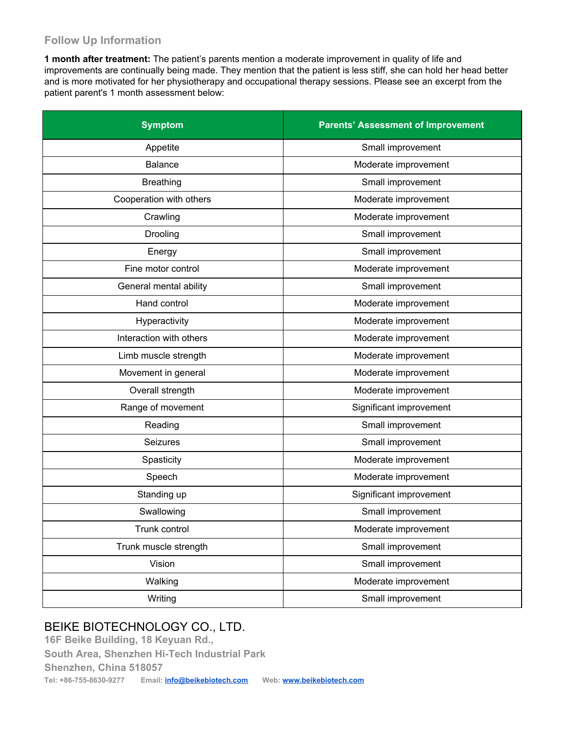## Follow Up Information

**1 month after treatment:** The patient's parents mention a moderate improvement in quality of life and improvements are continually being made. They mention that the patient is less stiff, she can hold her head better and is more motivated for her physiotherapy and occupational therapy sessions. Please see an excerpt from the patient parent's 1 month assessment below:

| Symptom | Parents' Assessment of Improvement |
|---|---|
| Appetite | Small improvement |
| Balance | Moderate improvement |
| Breathing | Small improvement |
| Cooperation with others | Moderate improvement |
| Crawling | Moderate improvement |
| Drooling | Small improvement |
| Energy | Small improvement |
| Fine motor control | Moderate improvement |
| General mental ability | Small improvement |
| Hand control | Moderate improvement |
| Hyperactivity | Moderate improvement |
| Interaction with others | Moderate improvement |
| Limb muscle strength | Moderate improvement |
| Movement in general | Moderate improvement |
| Overall strength | Moderate improvement |
| Range of movement | Significant improvement |
| Reading | Small improvement |
| Seizures | Small improvement |
| Spasticity | Moderate improvement |
| Speech | Moderate improvement |
| Standing up | Significant improvement |
| Swallowing | Small improvement |
| Trunk control | Moderate improvement |
| Trunk muscle strength | Small improvement |
| Vision | Small improvement |
| Walking | Moderate improvement |
| Writing | Small improvement |

BEIKE BIOTECHNOLOGY CO., LTD.
16F Beike Building, 18 Keyuan Rd.,
South Area, Shenzhen Hi-Tech Industrial Park
Shenzhen, China 518057
Tel: +86-755-8630-9277 Email: info@beikebiotech.com Web: www.beikebiotech.com